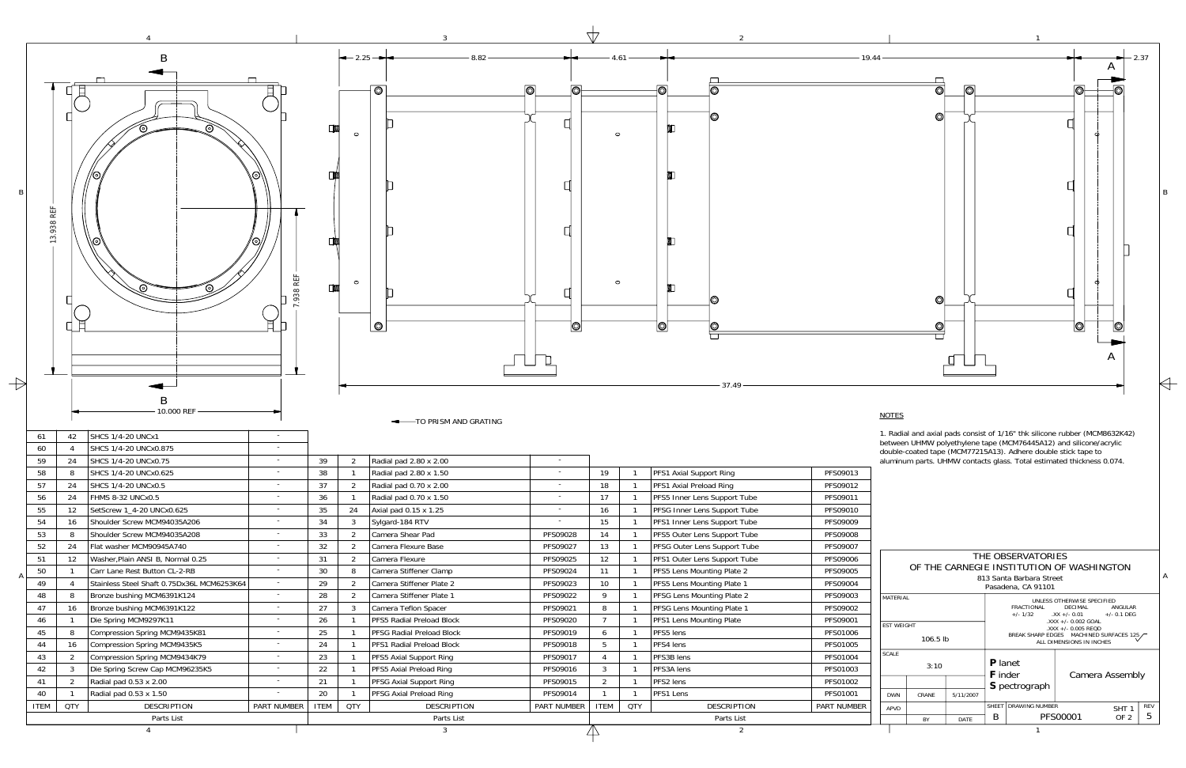B

13.938 REF

7.938 REF

10.000 REF

2.25 — 8.82 — 4.61 — 19.44 — 2.37

37.49

A

A

TO PRISM AND GRATING

NOTES

1. Radial and axial pads consist of 1/16" thk silicone rubber (MCM8632K42) between UHMW polyethylene tape (MCM76445A12) and silicone/acrylic double-coated tape (MCM77215A13). Adhere double stick tape to aluminum parts. UHMW contacts glass. Total estimated thickness 0.074.

## Parts List

| ITEM | QTY | DESCRIPTION | PART NUMBER |
|---|---|---|---|
| 61 | 42 | SHCS 1/4-20 UNCx1 | - |
| 60 | 4 | SHCS 1/4-20 UNCx0.875 | - |
| 59 | 24 | SHCS 1/4-20 UNCx0.75 | - |
| 58 | 8 | SHCS 1/4-20 UNCx0.625 | - |
| 57 | 24 | SHCS 1/4-20 UNCx0.5 | - |
| 56 | 24 | FHMS 8-32 UNCx0.5 | - |
| 55 | 12 | SetScrew 1_4-20 UNCx0.625 | - |
| 54 | 16 | Shoulder Screw MCM94035A206 | - |
| 53 | 8 | Shoulder Screw MCM94035A208 | - |
| 52 | 24 | Flat washer MCM90945A740 | - |
| 51 | 12 | Washer,Plain ANSI B, Normal 0.25 | - |
| 50 | 1 | Carr Lane Rest Button CL-2-RB | - |
| 49 | 4 | Stainless Steel Shaft 0.75Dx36L MCM6253K64 | - |
| 48 | 8 | Bronze bushing MCM6391K124 | - |
| 47 | 16 | Bronze bushing MCM6391K122 | - |
| 46 | 1 | Die Spring MCM9297K11 | - |
| 45 | 8 | Compression Spring MCM9435K81 | - |
| 44 | 16 | Compression Spring MCM9435K5 | - |
| 43 | 2 | Compression Spring MCM9434K79 | - |
| 42 | 3 | Die Spring Screw Cap MCM96235K5 | - |
| 41 | 2 | Radial pad 0.53 x 2.00 | - |
| 40 | 1 | Radial pad 0.53 x 1.50 | - |
| 39 | 2 | Radial pad 2.80 x 2.00 | - |
| 38 | 1 | Radial pad 2.80 x 1.50 | - |
| 37 | 2 | Radial pad 0.70 x 2.00 | - |
| 36 | 1 | Radial pad 0.70 x 1.50 | - |
| 35 | 24 | Axial pad 0.15 x 1.25 | - |
| 34 | 3 | Sylgard-184 RTV | - |
| 33 | 2 | Camera Shear Pad | PFS09028 |
| 32 | 2 | Camera Flexure Base | PFS09027 |
| 31 | 2 | Camera Flexure | PFS09025 |
| 30 | 8 | Camera Stiffener Clamp | PFS09024 |
| 29 | 2 | Camera Stiffener Plate 2 | PFS09023 |
| 28 | 2 | Camera Stiffener Plate 1 | PFS09022 |
| 27 | 3 | Camera Teflon Spacer | PFS09021 |
| 26 | 1 | PFS5 Radial Preload Block | PFS09020 |
| 25 | 1 | PFSG Radial Preload Block | PFS09019 |
| 24 | 1 | PFS1 Radial Preload Block | PFS09018 |
| 23 | 1 | PFS5 Axial Support Ring | PFS09017 |
| 22 | 1 | PFS5 Axial Preload Ring | PFS09016 |
| 21 | 1 | PFSG Axial Support Ring | PFS09015 |
| 20 | 1 | PFSG Axial Preload Ring | PFS09014 |
| 19 | 1 | PFS1 Axial Support Ring | PFS09013 |
| 18 | 1 | PFS1 Axial Preload Ring | PFS09012 |
| 17 | 1 | PFS5 Inner Lens Support Tube | PFS09011 |
| 16 | 1 | PFSG Inner Lens Support Tube | PFS09010 |
| 15 | 1 | PFS1 Inner Lens Support Tube | PFS09009 |
| 14 | 1 | PFS5 Outer Lens Support Tube | PFS09008 |
| 13 | 1 | PFSG Outer Lens Support Tube | PFS09007 |
| 12 | 1 | PFS1 Outer Lens Support Tube | PFS09006 |
| 11 | 1 | PFS5 Lens Mounting Plate 2 | PFS09005 |
| 10 | 1 | PFS5 Lens Mounting Plate 1 | PFS09004 |
| 9 | 1 | PFSG Lens Mounting Plate 2 | PFS09003 |
| 8 | 1 | PFSG Lens Mounting Plate 1 | PFS09002 |
| 7 | 1 | PFS1 Lens Mounting Plate | PFS09001 |
| 6 | 1 | PFS5 lens | PFS01006 |
| 5 | 1 | PFS4 lens | PFS01005 |
| 4 | 1 | PFS3B lens | PFS01004 |
| 3 | 1 | PFS3A lens | PFS01003 |
| 2 | 1 | PFS2 lens | PFS01002 |
| 1 | 1 | PFS1 Lens | PFS01001 |

## THE OBSERVATORIES OF THE CARNEGIE INSTITUTION OF WASHINGTON

813 Santa Barbara Street
Pasadena, CA 91101

| MATERIAL | | UNLESS OTHERWISE SPECIFIED |
|---|---|---|
| | | FRACTIONAL +/- 1/32; DECIMAL .XX +/- 0.01, .XXX +/- 0.002 GOAL, .XXX +/- 0.005 REQD; ANGULAR +/- 0.1 DEG |
| EST WEIGHT | 106.5 lb | BREAK SHARP EDGES; MACHINED SURFACES 125; ALL DIMENSIONS IN INCHES |
| SCALE | 3:10 | Planet Finder Spectrograph — Camera Assembly |
| DWN | CRANE, 5/11/2007 | |
| APVD | BY / DATE | SHEET B; DRAWING NUMBER PFS00001; SHT 1 OF 2; REV 5 |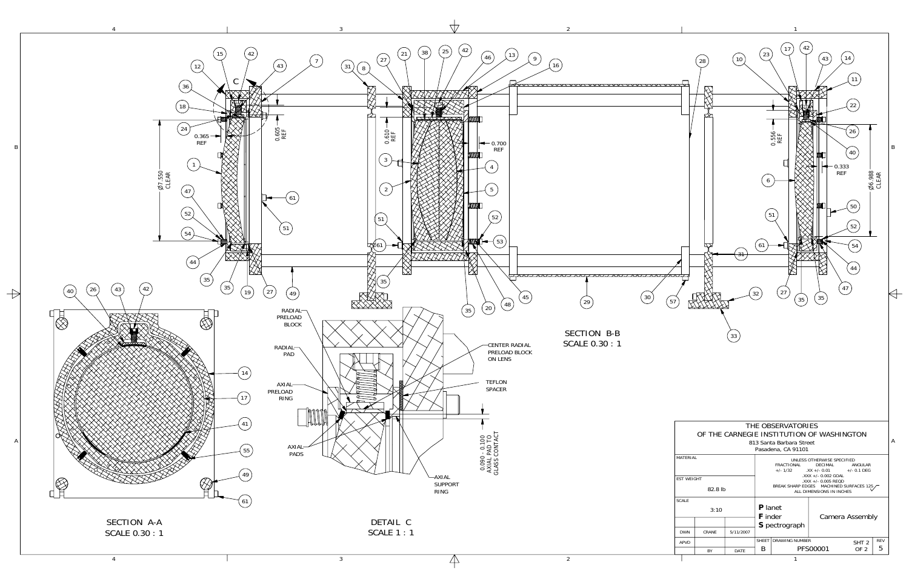SECTION B-B
SCALE 0.30 : 1

SECTION A-A
SCALE 0.30 : 1

DETAIL C
SCALE 1 : 1

Ø7.550 CLEAR

0.365 REF

0.605 REF

0.610 REF

0.700 REF

0.556 REF

0.333 REF

Ø6.988 CLEAR

RADIAL PRELOAD BLOCK

RADIAL PAD

AXIAL PRELOAD RING

AXIAL PADS

CENTER RADIAL PRELOAD BLOCK ON LENS

TEFLON SPACER

0.090 - 0.100 AXIAL PAD TO GLASS CONTACT

AXIAL SUPPORT RING

| | | | | | |
|---|---|---|---|---|---|
| THE OBSERVATORIES OF THE CARNEGIE INSTITUTION OF WASHINGTON<br>813 Santa Barbara Street<br>Pasadena, CA 91101 | | | | | |
| MATERIAL | | | UNLESS OTHERWISE SPECIFIED<br>FRACTIONAL +/- 1/32 DECIMAL .XX +/- 0.01 .XXX +/- 0.002 GOAL .XXX +/- 0.005 REQD ANGULAR +/- 0.1 DEG<br>BREAK SHARP EDGES MACHINED SURFACES 125<br>ALL DIMENSIONS IN INCHES | | |
| EST WEIGHT 82.8 lb | | | | | |
| SCALE 3:10 | | | **P** lanet **F** inder **S** pectrograph | Camera Assembly | |
| DWN | CRANE | 5/11/2007 | | | |
| APVD | | | SHEET B | DRAWING NUMBER PFS00001 | SHT 2 OF 2 · REV 5 |
| | BY | DATE | | | |